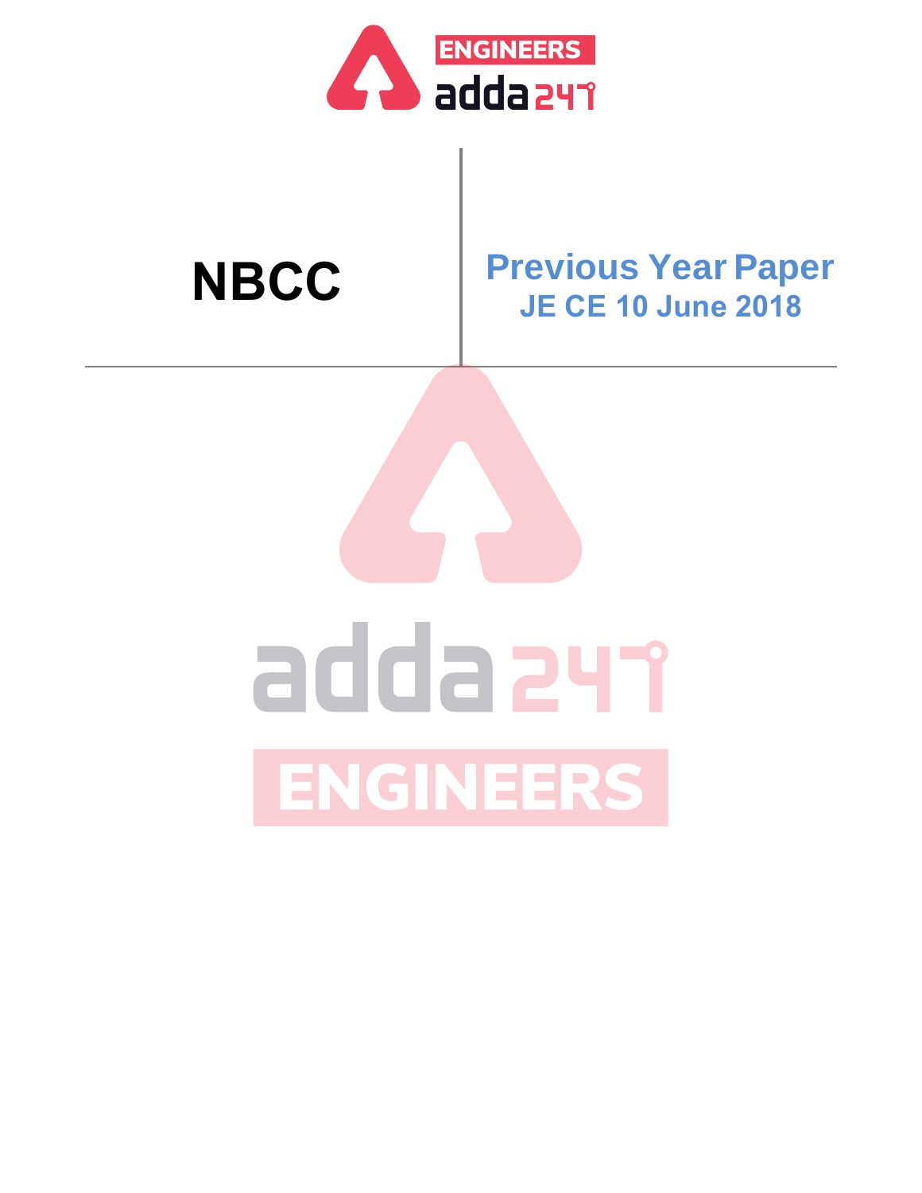# NBCC

## Previous Year Paper

### JE CE 10 June 2018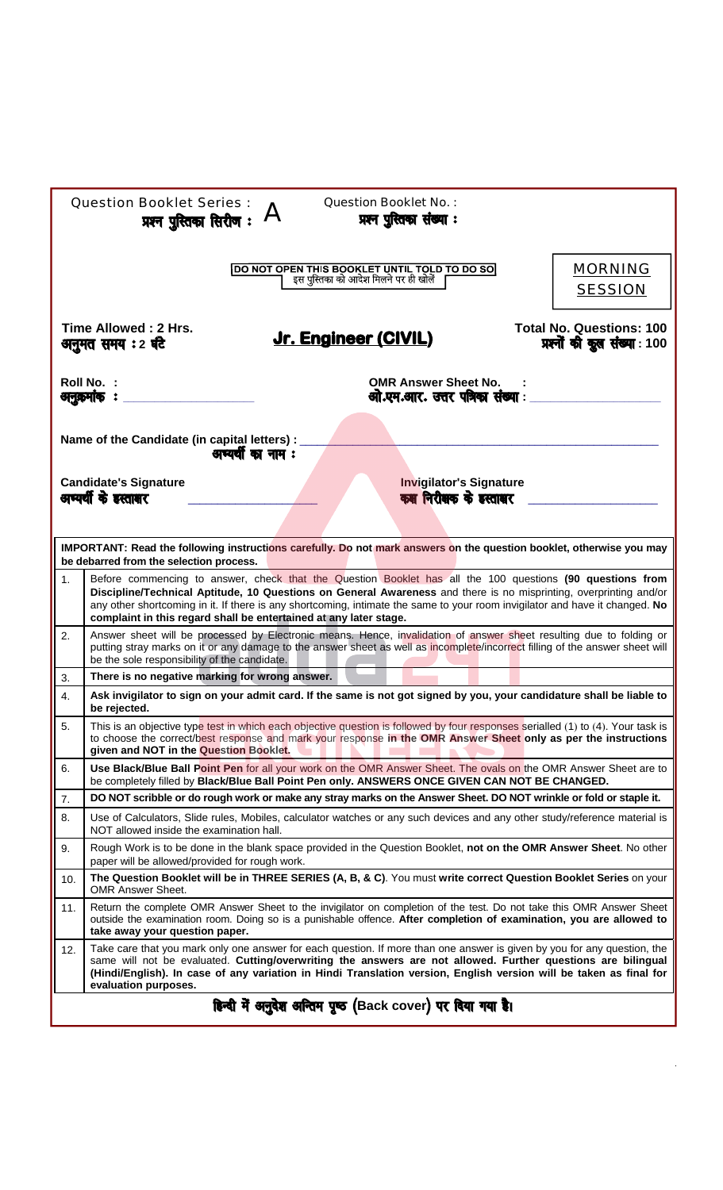Question Booklet Series : A
प्रश्न पुस्तिका सिरीज :

Question Booklet No. :
प्रश्न पुस्तिका संख्या :

**DO NOT OPEN THIS BOOKLET UNTIL TOLD TO DO SO**
इस पुस्तिका को आदेश मिलने पर ही खोलें

MORNING SESSION

**Time Allowed : 2 Hrs.**
**अनुमत समय : 2 घंटे**

# Jr. Engineer (CIVIL)

**Total No. Questions: 100**
**प्रश्नों की कुल संख्या : 100**

**Roll No. :**
**अनुक्रमांक :** ______________

**OMR Answer Sheet No. :**
**ओ.एम.आर. उत्तर पत्रिका संख्या :** ______________

**Name of the Candidate (in capital letters) :** ______________
**अभ्यर्थी का नाम :**

**Candidate's Signature**
**अभ्यर्थी के हस्ताक्षर** ______________

**Invigilator's Signature**
**कक्ष निरीक्षक के हस्ताक्षर** ______________

**IMPORTANT: Read the following instructions carefully. Do not mark answers on the question booklet, otherwise you may be debarred from the selection process.**

1. Before commencing to answer, check that the Question Booklet has all the 100 questions **(90 questions from Discipline/Technical Aptitude, 10 Questions on General Awareness** and there is no misprinting, overprinting and/or any other shortcoming in it. If there is any shortcoming, intimate the same to your room invigilator and have it changed. **No complaint in this regard shall be entertained at any later stage.**
2. Answer sheet will be processed by Electronic means. Hence, invalidation of answer sheet resulting due to folding or putting stray marks on it or any damage to the answer sheet as well as incomplete/incorrect filling of the answer sheet will be the sole responsibility of the candidate.
3. **There is no negative marking for wrong answer.**
4. **Ask invigilator to sign on your admit card. If the same is not got signed by you, your candidature shall be liable to be rejected.**
5. This is an objective type test in which each objective question is followed by four responses serialled (1) to (4). Your task is to choose the correct/best response and mark your response **in the OMR Answer Sheet only as per the instructions given and NOT in the Question Booklet.**
6. **Use Black/Blue Ball Point Pen** for all your work on the OMR Answer Sheet. The ovals on the OMR Answer Sheet are to be completely filled by **Black/Blue Ball Point Pen only. ANSWERS ONCE GIVEN CAN NOT BE CHANGED.**
7. **DO NOT scribble or do rough work or make any stray marks on the Answer Sheet. DO NOT wrinkle or fold or staple it.**
8. Use of Calculators, Slide rules, Mobiles, calculator watches or any such devices and any other study/reference material is NOT allowed inside the examination hall.
9. Rough Work is to be done in the blank space provided in the Question Booklet, **not on the OMR Answer Sheet**. No other paper will be allowed/provided for rough work.
10. **The Question Booklet will be in THREE SERIES (A, B, & C)**. You must **write correct Question Booklet Series** on your OMR Answer Sheet.
11. Return the complete OMR Answer Sheet to the invigilator on completion of the test. Do not take this OMR Answer Sheet outside the examination room. Doing so is a punishable offence. **After completion of examination, you are allowed to take away your question paper.**
12. Take care that you mark only one answer for each question. If more than one answer is given by you for any question, the same will not be evaluated. **Cutting/overwriting the answers are not allowed. Further questions are bilingual (Hindi/English). In case of any variation in Hindi Translation version, English version will be taken as final for evaluation purposes.**

**हिन्दी में अनुदेश अन्तिम पृष्ठ (Back cover) पर दिया गया है।**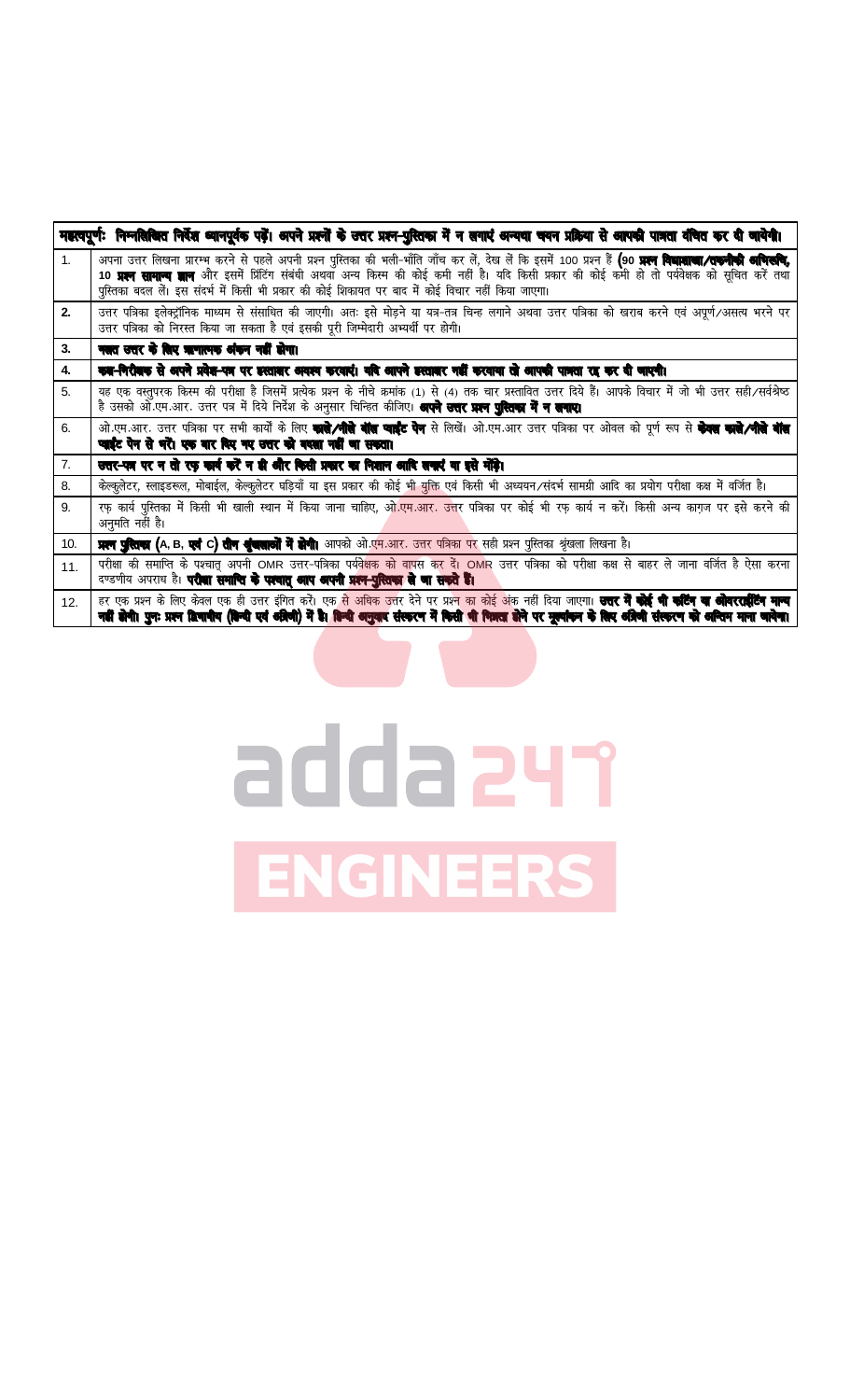| महत्वपूर्णः निम्नलिखित निर्देश ध्यानपूर्वक पढ़ें। अपने प्रश्नों के उत्तर प्रश्न-पुस्तिका में न लगाएं अन्यथा चयन प्रक्रिया से आपकी पात्रता वंचित कर दी जायेगी। | |
|---|---|
| 1. | अपना उत्तर लिखना प्रारम्भ करने से पहले अपनी प्रश्न पुस्तिका की भली-भाँति जाँच कर लें, देख लें कि इसमें 100 प्रश्न हैं **(90 प्रश्न विद्युतीय/तकनीकी अभिरुचि, 10 प्रश्न सामान्य ज्ञान** और इसमें प्रिंटिंग संबंधी अथवा अन्य किस्म की कोई कमी नहीं है। यदि किसी प्रकार की कोई कमी हो तो पर्यवेक्षक को सूचित करें तथा पुस्तिका बदल लें। इस संदर्भ में किसी भी प्रकार की कोई शिकायत पर बाद में कोई विचार नहीं किया जाएगा। |
| 2. | उत्तर पत्रिका इलेक्ट्रॉनिक माध्यम से संसाधित की जाएगी। अतः इसे मोड़ने या यत्र-तत्र चिन्ह लगाने अथवा उत्तर पत्रिका को खराब करने एवं अपूर्ण/असत्य भरने पर उत्तर पत्रिका को निरस्त किया जा सकता है एवं इसकी पूरी जिम्मेदारी अभ्यर्थी पर होगी। |
| 3. | **गलत उत्तर के लिए ऋणात्मक अंकन नहीं होगा।** |
| 4. | **कक्ष-निरीक्षक से अपने प्रवेश-पत्र पर हस्ताक्षर अवश्य करवाएं। यदि आपने हस्ताक्षर नहीं करवाया तो आपकी पात्रता रद्द कर दी जाएगी।** |
| 5. | यह एक वस्तुपरक किस्म की परीक्षा है जिसमें प्रत्येक प्रश्न के नीचे क्रमांक (1) से (4) तक चार प्रस्तावित उत्तर दिये हैं। आपके विचार में जो भी उत्तर सही/सर्वश्रेष्ठ है उसको ओ.एम.आर. उत्तर पत्र में दिये निर्देश के अनुसार चिन्हित कीजिए। **अपने उत्तर प्रश्न पुस्तिका में न लगाएं।** |
| 6. | ओ.एम.आर. उत्तर पत्रिका पर सभी कार्यों के लिए **काले/नीले बॉल प्वाइंट पेन** से लिखें। ओ.एम.आर उत्तर पत्रिका पर ओवल को पूर्ण रूप से **केवल काले/नीले बॉल प्वाइंट पेन से भरें। एक बार दिए गए उत्तर को बदला नहीं जा सकता।** |
| 7. | **उत्तर-पत्र पर न तो रफ़ कार्य करें न ही और किसी प्रकार का निशान आदि लगाएं या इसे मोड़ें।** |
| 8. | केल्कुलेटर, स्लाइडरूल, मोबाईल, केल्कुलेटर घड़ियाँ या इस प्रकार की कोई भी युक्ति एवं किसी भी अध्ययन/संदर्भ सामग्री आदि का प्रयोग परीक्षा कक्ष में वर्जित है। |
| 9. | रफ़ कार्य पुस्तिका में किसी भी खाली स्थान में किया जाना चाहिए, ओ.एम.आर. उत्तर पत्रिका पर कोई भी रफ़ कार्य न करें। किसी अन्य कागज़ पर इसे करने की अनुमति नहीं है। |
| 10. | **प्रश्न पुस्तिका (A, B, एवं C) तीन शृंखलाओं में होगी।** आपको ओ.एम.आर. उत्तर पत्रिका पर सही प्रश्न पुस्तिका शृंखला लिखना है। |
| 11. | परीक्षा की समाप्ति के पश्चात् अपनी OMR उत्तर-पत्रिका पर्यवेक्षक को वापस कर दें। OMR उत्तर पत्रिका को परीक्षा कक्ष से बाहर ले जाना वर्जित है ऐसा करना दण्डणीय अपराध है। **परीक्षा समाप्ति के पश्चात् आप अपनी प्रश्न-पुस्तिका ले जा सकते हैं।** |
| 12. | हर एक प्रश्न के लिए केवल एक ही उत्तर इंगित करें। एक से अधिक उत्तर देने पर प्रश्न का कोई अंक नहीं दिया जाएगा। **उत्तर में कोई भी कटिंग या ओवरराईटिंग मान्य नहीं होगी। पुनः प्रश्न द्विभाषीय (हिन्दी एवं अंग्रेजी) में है। हिन्दी अनुवाद संस्करण में किसी भी भिन्नता होने पर मूल्यांकन के लिए अंग्रेजी संस्करण को अन्तिम माना जायेगा।** |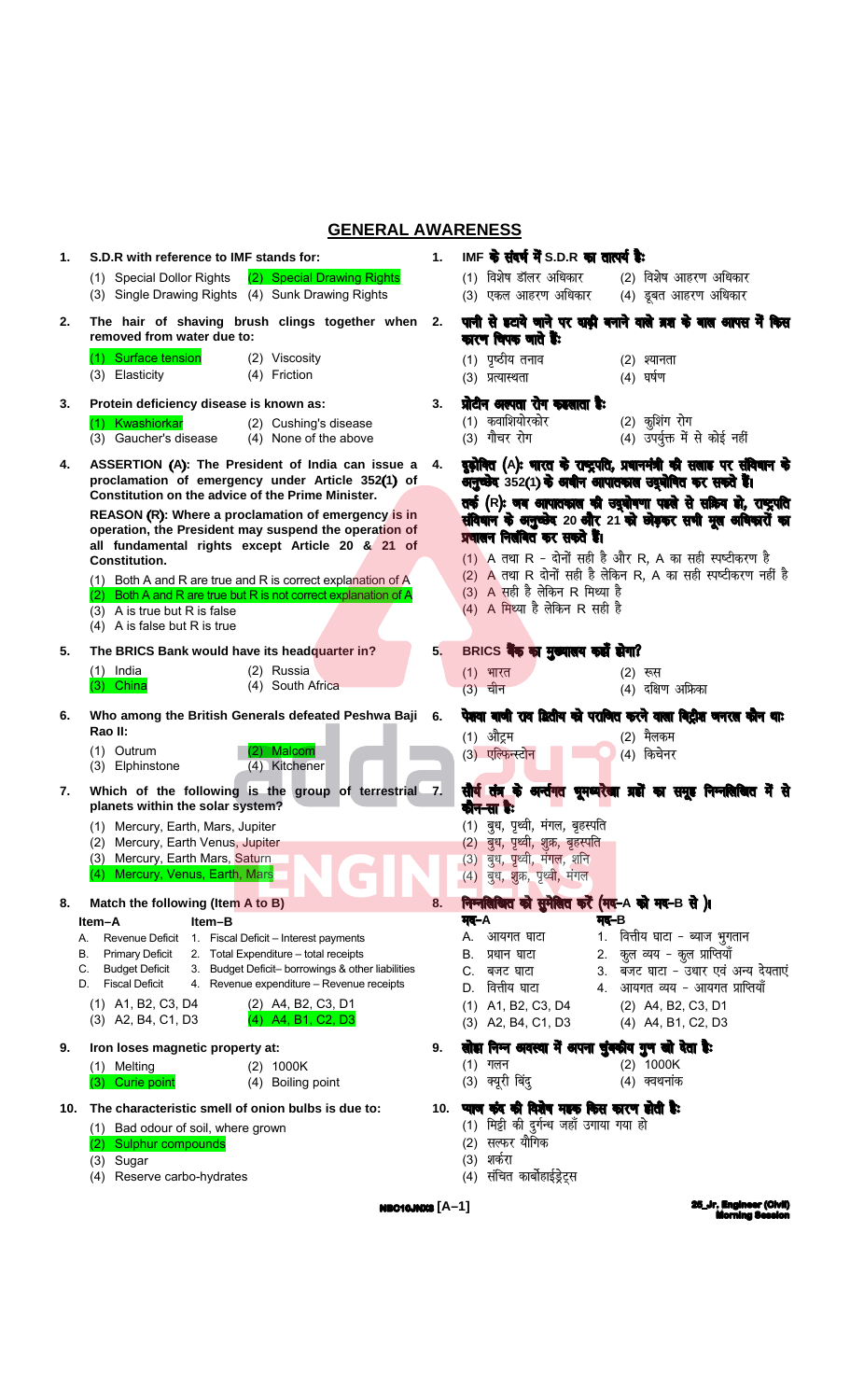## GENERAL AWARENESS

**1. S.D.R with reference to IMF stands for:**

(1) Special Dollor Rights (2) Special Drawing Rights
(3) Single Drawing Rights (4) Sunk Drawing Rights

**1. IMF के संदर्भ में S.D.R का तात्पर्य है:**

(1) विशेष डॉलर अधिकार (2) विशेष आहरण अधिकार
(3) एकल आहरण अधिकार (4) डूबत आहरण अधिकार

**2. The hair of shaving brush clings together when removed from water due to:**

(1) Surface tension (2) Viscosity
(3) Elasticity (4) Friction

**2. पानी से हटाये जाने पर दाढ़ी बनाने वाले ब्रश के बाल आपस में किस कारण चिपक जाते हैं:**

(1) पृष्ठीय तनाव (2) श्यानता
(3) प्रत्यास्थता (4) घर्षण

**3. Protein deficiency disease is known as:**

(1) Kwashiorkar (2) Cushing's disease
(3) Gaucher's disease (4) None of the above

**3. प्रोटीन अल्पता रोग कहलाता है:**

(1) क्वाशियोरकोर (2) कुशिंग रोग
(3) गौचर रोग (4) उपर्युक्त में से कोई नहीं

**4. ASSERTION (A): The President of India can issue a proclamation of emergency under Article 352(1) of Constitution on the advice of the Prime Minister.**

**REASON (R): Where a proclamation of emergency is in operation, the President may suspend the operation of all fundamental rights except Article 20 & 21 of Constitution.**

(1) Both A and R are true and R is correct explanation of A
(2) Both A and R are true but R is not correct explanation of A
(3) A is true but R is false
(4) A is false but R is true

**4. दृढ़ोक्ति (A): भारत के राष्ट्रपति, प्रधानमंत्री की सलाह पर संविधान के अनुच्छेद 352(1) के अधीन आपातकाल उद्घोषित कर सकते हैं।**

**तर्क (R): जब आपातकाल की उद्घोषणा पहले से सक्रिय हो, राष्ट्रपति संविधान के अनुच्छेद 20 और 21 को छोड़कर सभी मूल अधिकारों का प्रचालन निलंबित कर सकते हैं।**

(1) A तथा R - दोनों सही है और R, A का सही स्पष्टीकरण है
(2) A तथा R दोनों सही है लेकिन R, A का सही स्पष्टीकरण नहीं है
(3) A सही है लेकिन R मिथ्या है
(4) A मिथ्या है लेकिन R सही है

**5. The BRICS Bank would have its headquarter in?**

(1) India (2) Russia
(3) China (4) South Africa

**5. BRICS बैंक का मुख्यालय कहाँ होगा?**

(1) भारत (2) रूस
(3) चीन (4) दक्षिण अफ्रिका

**6. Who among the British Generals defeated Peshwa Baji Rao II:**

(1) Outrum (2) Malcom
(3) Elphinstone (4) Kitchener

**6. पेशवा बाजी राव द्वितीय को पराजित करने वाला ब्रिटिश जनरल कौन था:**

(1) औट्रम (2) मैलकम
(3) एल्फिन्स्टोन (4) किचेनर

**7. Which of the following is the group of terrestrial planets within the solar system?**

(1) Mercury, Earth, Mars, Jupiter
(2) Mercury, Earth Venus, Jupiter
(3) Mercury, Earth Mars, Saturn
(4) Mercury, Venus, Earth, Mars

**7. सौर तंत्र के अन्तर्गत भूमध्यरेखा ग्रहों का समूह निम्नलिखित में से कौन-सा है:**

(1) बुध, पृथ्वी, मंगल, बृहस्पति
(2) बुध, पृथ्वी, शुक्र, बृहस्पति
(3) बुध, पृथ्वी, मंगल, शनि
(4) बुध, शुक्र, पृथ्वी, मंगल

**8. Match the following (Item A to B)**

| Item–A | Item–B |
|---|---|
| A. Revenue Deficit | 1. Fiscal Deficit – Interest payments |
| B. Primary Deficit | 2. Total Expenditure – total receipts |
| C. Budget Deficit | 3. Budget Deficit– borrowings & other liabilities |
| D. Fiscal Deficit | 4. Revenue expenditure – Revenue receipts |

(1) A1, B2, C3, D4 (2) A4, B2, C3, D1
(3) A2, B4, C1, D3 (4) A4, B1, C2, D3

**8. निम्नलिखित को सुमेलित करें (मद-A को मद-B से)।**

| मद-A | मद-B |
|---|---|
| A. आयगत घाटा | 1. वित्तीय घाटा - ब्याज भुगतान |
| B. प्रधान घाटा | 2. कुल व्यय - कुल प्राप्तियाँ |
| C. बजट घाटा | 3. बजट घाटा - उधार एवं अन्य देयताएं |
| D. वित्तीय घाटा | 4. आयगत व्यय - आयगत प्राप्तियाँ |

(1) A1, B2, C3, D4 (2) A4, B2, C3, D1
(3) A2, B4, C1, D3 (4) A4, B1, C2, D3

**9. Iron loses magnetic property at:**

(1) Melting (2) 1000K
(3) Curie point (4) Boiling point

**9. लोहा निम्न अवस्था में अपना चुंबकीय गुण खो देता है:**

(1) गलन (2) 1000K
(3) क्यूरी बिंदु (4) क्वथनांक

**10. The characteristic smell of onion bulbs is due to:**

(1) Bad odour of soil, where grown
(2) Sulphur compounds
(3) Sugar
(4) Reserve carbo-hydrates

**10. प्याज कंद की विशेष महक किस कारण होती है:**

(1) मिट्टी की दुर्गन्ध जहाँ उगाया गया हो
(2) सल्फर यौगिक
(3) शर्करा
(4) संचित कार्बोहाईड्रेट्स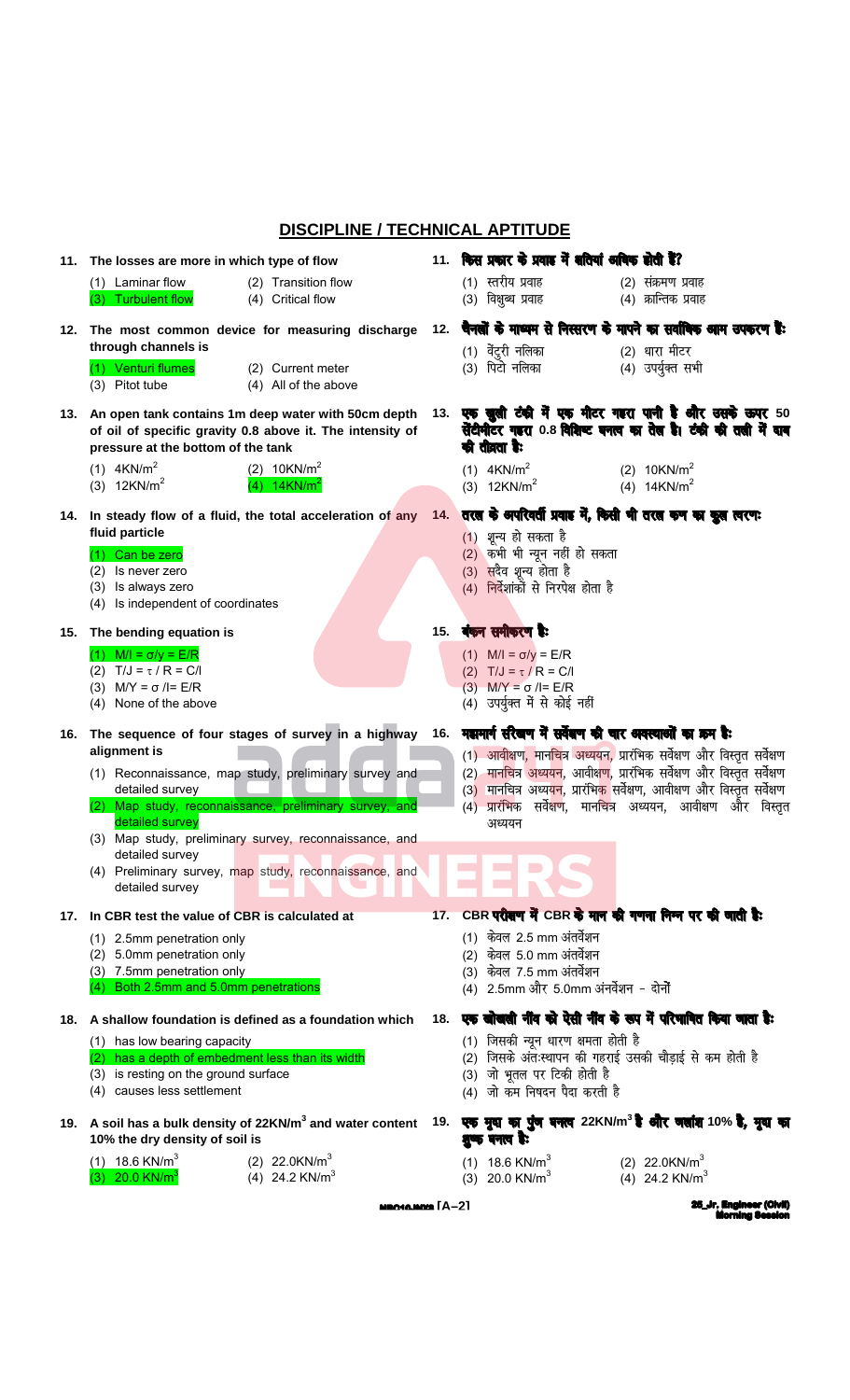## DISCIPLINE / TECHNICAL APTITUDE

**11. The losses are more in which type of flow**

(1) Laminar flow
(2) Transition flow
(3) Turbulent flow
(4) Critical flow

**11. किस प्रकार के प्रवाह में क्षतियां अधिक होती हैं?**

(1) स्तरीय प्रवाह
(2) संक्रमण प्रवाह
(3) विक्षुब्ध प्रवाह
(4) क्रान्तिक प्रवाह

**12. The most common device for measuring discharge through channels is**

(1) Venturi flumes
(2) Current meter
(3) Pitot tube
(4) All of the above

**12. चैनलों के माध्यम से निस्सरण के मापने का सर्वाधिक आम उपकरण है:**

(1) वेंटुरी नलिका
(2) धारा मीटर
(3) पिटो नलिका
(4) उपर्युक्त सभी

**13. An open tank contains 1m deep water with 50cm depth of oil of specific gravity 0.8 above it. The intensity of pressure at the bottom of the tank**

(1) $4KN/m^2$
(2) $10KN/m^2$
(3) $12KN/m^2$
(4) $14KN/m^2$

**13. एक खुली टंकी में एक मीटर गहरा पानी है और उसके ऊपर 50 सेंटीमीटर गहरा 0.8 विशिष्ट घनत्व का तेल है। टंकी की तली में दाब की तीव्रता है:**

(1) $4KN/m^2$
(2) $10KN/m^2$
(3) $12KN/m^2$
(4) $14KN/m^2$

**14. In steady flow of a fluid, the total acceleration of any fluid particle**

(1) Can be zero
(2) Is never zero
(3) Is always zero
(4) Is independent of coordinates

**14. तरल के अपरिवर्ती प्रवाह में, किसी भी तरल कण का कुल त्वरण:**

(1) शून्य हो सकता है
(2) कभी भी न्यून नहीं हो सकता
(3) सदैव शून्य होता है
(4) निर्देशांकों से निरपेक्ष होता है

**15. The bending equation is**

(1) $M/I = \sigma/y = E/R$
(2) $T/J = \tau / R = C/l$
(3) $M/Y = \sigma /I= E/R$
(4) None of the above

**15. बंकन समीकरण है:**

(1) $M/I = \sigma/y = E/R$
(2) $T/J = \tau / R = C/l$
(3) $M/Y = \sigma /I= E/R$
(4) उपर्युक्त में से कोई नहीं

**16. The sequence of four stages of survey in a highway alignment is**

(1) Reconnaissance, map study, preliminary survey and detailed survey
(2) Map study, reconnaissance, preliminary survey, and detailed survey
(3) Map study, preliminary survey, reconnaissance, and detailed survey
(4) Preliminary survey, map study, reconnaissance, and detailed survey

**16. महामार्ग संरेखण में सर्वेक्षण की चार अवस्थाओं का क्रम है:**

(1) आवीक्षण, मानचित्र अध्ययन, प्रारंभिक सर्वेक्षण और विस्तृत सर्वेक्षण
(2) मानचित्र अध्ययन, आवीक्षण, प्रारंभिक सर्वेक्षण और विस्तृत सर्वेक्षण
(3) मानचित्र अध्ययन, प्रारंभिक सर्वेक्षण, आवीक्षण और विस्तृत सर्वेक्षण
(4) प्रारंभिक सर्वेक्षण, मानचित्र अध्ययन, आवीक्षण और विस्तृत अध्ययन

**17. In CBR test the value of CBR is calculated at**

(1) 2.5mm penetration only
(2) 5.0mm penetration only
(3) 7.5mm penetration only
(4) Both 2.5mm and 5.0mm penetrations

**17. CBR परीक्षण में CBR के मान की गणना निम्न पर की जाती है:**

(1) केवल 2.5 mm अंतर्वेशन
(2) केवल 5.0 mm अंतर्वेशन
(3) केवल 7.5 mm अंतर्वेशन
(4) 2.5mm और 5.0mm अंतर्वेशन – दोनों

**18. A shallow foundation is defined as a foundation which**

(1) has low bearing capacity
(2) has a depth of embedment less than its width
(3) is resting on the ground surface
(4) causes less settlement

**18. एक उथली नींव को ऐसी नींव के रूप में परिभाषित किया जाता है:**

(1) जिसकी न्यून धारण क्षमता होती है
(2) जिसके अंतःस्थापन की गहराई उसकी चौड़ाई से कम होती है
(3) जो भूतल पर टिकी होती है
(4) जो कम निषदन पैदा करती है

**19. A soil has a bulk density of $22KN/m^3$ and water content 10% the dry density of soil is**

(1) $18.6 KN/m^3$
(2) $22.0KN/m^3$
(3) $20.0 KN/m^3$
(4) $24.2 KN/m^3$

**19. एक मृदा का पुंज घनत्व $22KN/m^3$ है और जलांश 10% है, मृदा का शुष्क घनत्व है:**

(1) $18.6 KN/m^3$
(2) $22.0KN/m^3$
(3) $20.0 KN/m^3$
(4) $24.2 KN/m^3$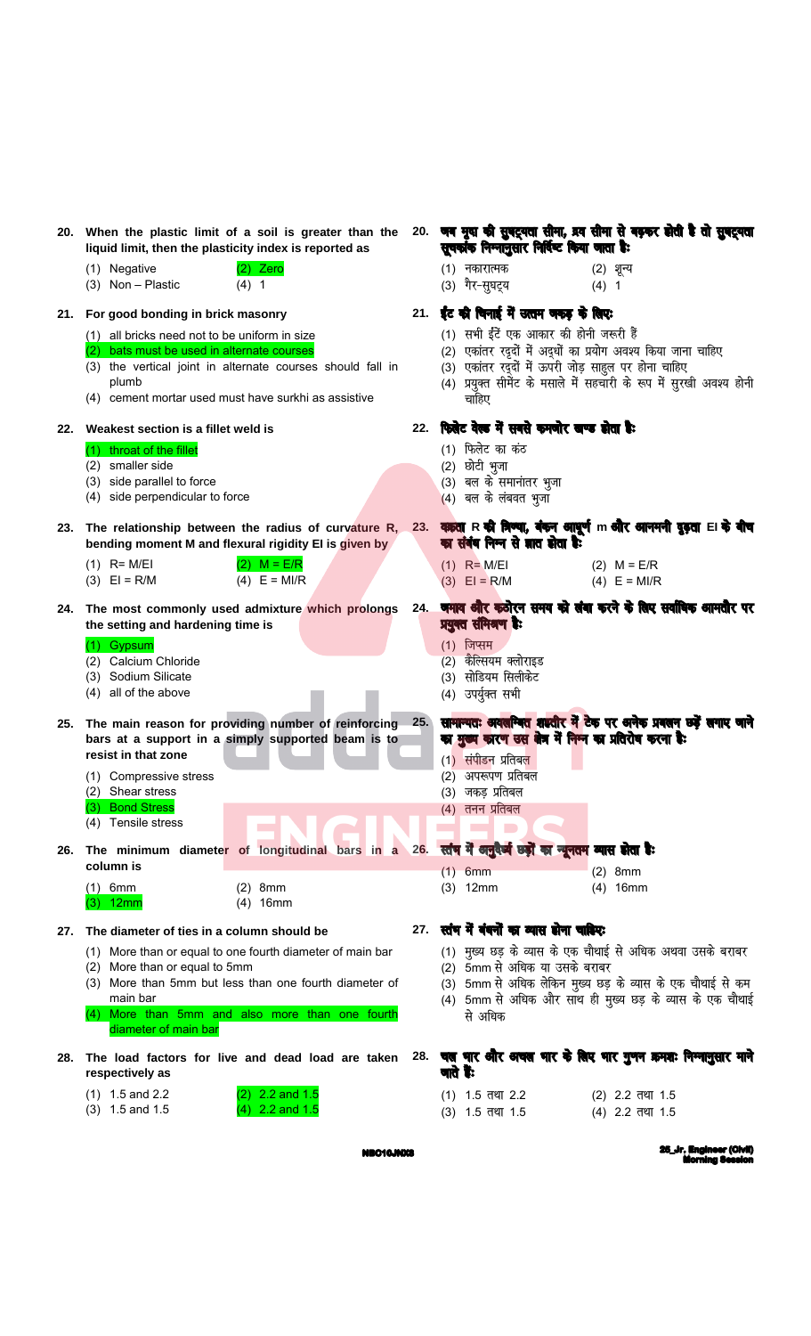**20. When the plastic limit of a soil is greater than the liquid limit, then the plasticity index is reported as**

(1) Negative
(2) Zero
(3) Non – Plastic
(4) 1

**20. जब मृदा की सुघट्यता सीमा, द्रव सीमा से बढ़कर होती है तो सुघट्यता सूचकांक निम्नानुसार निर्दिष्ट किया जाता है:**

(1) नकारात्मक
(2) शून्य
(3) गैर-सुघट्य
(4) 1

**21. For good bonding in brick masonry**

(1) all bricks need not to be uniform in size
(2) bats must be used in alternate courses
(3) the vertical joint in alternate courses should fall in plumb
(4) cement mortar used must have surkhi as assistive

**21. ईंट की चिनाई में उत्तम जकड़ के लिए:**

(1) सभी ईंटें एक आकार की होनी जरूरी हैं
(2) एकांतर रद्दों में अद्धों का प्रयोग अवश्य किया जाना चाहिए
(3) एकांतर रद्दों में ऊपरी जोड़ साहुल पर होना चाहिए
(4) प्रयुक्त सीमेंट के मसाले में सहचारी के रूप में सुरखी अवश्य होनी चाहिए

**22. Weakest section is a fillet weld is**

(1) throat of the fillet
(2) smaller side
(3) side parallel to force
(4) side perpendicular to force

**22. फिलेट वेल्ड में सबसे कमजोर खण्ड होता है:**

(1) फिलेट का कंठ
(2) छोटी भुजा
(3) बल के समानांतर भुजा
(4) बल के लंबवत भुजा

**23. The relationship between the radius of curvature R, bending moment M and flexural rigidity EI is given by**

(1) R= M/EI
(2) M = E/R
(3) EI = R/M
(4) E = MI/R

**23. वक्रता R की त्रिज्या, बंकन आघूर्ण m और आनमनी दृढ़ता EI के बीच का संबंध निम्न से ज्ञात होता है:**

(1) R= M/EI
(2) M = E/R
(3) EI = R/M
(4) E = MI/R

**24. The most commonly used admixture which prolongs the setting and hardening time is**

(1) Gypsum
(2) Calcium Chloride
(3) Sodium Silicate
(4) all of the above

**24. जमाव और कठोरन समय को लंबा करने के लिए सर्वाधिक आमतौर पर प्रयुक्त संमिश्रण है:**

(1) जिप्सम
(2) कैल्सियम क्लोराइड
(3) सोडियम सिलीकेट
(4) उपर्युक्त सभी

**25. The main reason for providing number of reinforcing bars at a support in a simply supported beam is to resist in that zone**

(1) Compressive stress
(2) Shear stress
(3) Bond Stress
(4) Tensile stress

**25. सामान्यतः अवलम्बित शहतीर में टेक पर अनेक प्रबलन छड़ें लगाए जाने का मुख्य कारण उस क्षेत्र में निम्न का प्रतिरोध करना है:**

(1) संपीडन प्रतिबल
(2) अपरूपण प्रतिबल
(3) जकड़ प्रतिबल
(4) तनन प्रतिबल

**26. The minimum diameter of longitudinal bars in a column is**

(1) 6mm
(2) 8mm
(3) 12mm
(4) 16mm

**26. स्तंभ में अनुदैर्ध्य छड़ों का न्यूनतम व्यास होता है:**

(1) 6mm
(2) 8mm
(3) 12mm
(4) 16mm

**27. The diameter of ties in a column should be**

(1) More than or equal to one fourth diameter of main bar
(2) More than or equal to 5mm
(3) More than 5mm but less than one fourth diameter of main bar
(4) More than 5mm and also more than one fourth diameter of main bar

**27. स्तंभ में बंधनों का व्यास होना चाहिए:**

(1) मुख्य छड़ के व्यास के एक चौथाई से अधिक अथवा उसके बराबर
(2) 5mm से अधिक या उसके बराबर
(3) 5mm से अधिक लेकिन मुख्य छड़ के व्यास के एक चौथाई से कम
(4) 5mm से अधिक और साथ ही मुख्य छड़ के व्यास के एक चौथाई से अधिक

**28. The load factors for live and dead load are taken respectively as**

(1) 1.5 and 2.2
(2) 2.2 and 1.5
(3) 1.5 and 1.5
(4) 2.2 and 1.5

**28. चल भार और अचल भार के लिए भार गुणन क्रमशः निम्नानुसार माने जाते हैं:**

(1) 1.5 तथा 2.2
(2) 2.2 तथा 1.5
(3) 1.5 तथा 1.5
(4) 2.2 तथा 1.5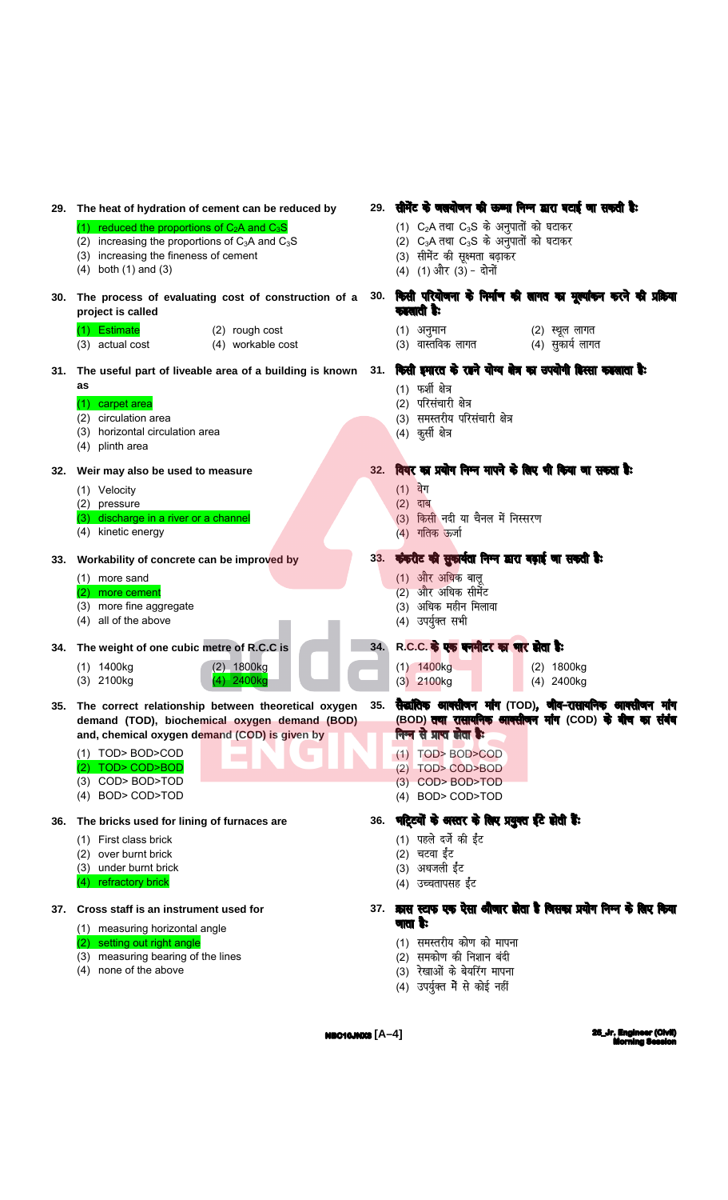**29. The heat of hydration of cement can be reduced by**

(1) reduced the proportions of $C_2A$ and $C_3S$
(2) increasing the proportions of $C_3A$ and $C_3S$
(3) increasing the fineness of cement
(4) both (1) and (3)

**29. सीमेंट के जलयोजन की ऊष्मा निम्न द्वारा घटाई जा सकती है:**

(1) $C_2A$ तथा $C_3S$ के अनुपातों को घटाकर
(2) $C_3A$ तथा $C_3S$ के अनुपातों को घटाकर
(3) सीमेंट की सूक्ष्मता बढ़ाकर
(4) (1) और (3) – दोनों

**30. The process of evaluating cost of construction of a project is called**

(1) Estimate
(2) rough cost
(3) actual cost
(4) workable cost

**30. किसी परियोजना के निर्माण की लागत का मूल्यांकन करने की प्रक्रिया कहलाती है:**

(1) अनुमान
(2) स्थूल लागत
(3) वास्तविक लागत
(4) सुकार्य लागत

**31. The useful part of liveable area of a building is known as**

(1) carpet area
(2) circulation area
(3) horizontal circulation area
(4) plinth area

**31. किसी इमारत के रहने योग्य क्षेत्र का उपयोगी हिस्सा कहलाता है:**

(1) फर्शी क्षेत्र
(2) परिसंचारी क्षेत्र
(3) समस्तरीय परिसंचारी क्षेत्र
(4) कुर्सी क्षेत्र

**32. Weir may also be used to measure**

(1) Velocity
(2) pressure
(3) discharge in a river or a channel
(4) kinetic energy

**32. वियर का प्रयोग निम्न मापने के लिए भी किया जा सकता है:**

(1) वेग
(2) दाब
(3) किसी नदी या चैनल में निस्सरण
(4) गतिक ऊर्जा

**33. Workability of concrete can be improved by**

(1) more sand
(2) more cement
(3) more fine aggregate
(4) all of the above

**33. कंक्रीट की सुकार्यता निम्न द्वारा बढ़ाई जा सकती है:**

(1) और अधिक बालू
(2) और अधिक सीमेंट
(3) अधिक महीन मिलावा
(4) उपर्युक्त सभी

**34. The weight of one cubic metre of R.C.C is**

(1) 1400kg
(2) 1800kg
(3) 2100kg
(4) 2400kg

**34. R.C.C. के एक घनमीटर का भार होता है:**

(1) 1400kg
(2) 1800kg
(3) 2100kg
(4) 2400kg

**35. The correct relationship between theoretical oxygen demand (TOD), biochemical oxygen demand (BOD) and, chemical oxygen demand (COD) is given by**

(1) TOD> BOD>COD
(2) TOD> COD>BOD
(3) COD> BOD>TOD
(4) BOD> COD>TOD

**35. सैद्धांतिक आक्सीजन मांग (TOD), जीव-रासायनिक आक्सीजन मांग (BOD) तथा रासायनिक आक्सीजन मांग (COD) के बीच का संबंध निम्न से प्राप्त होता है:**

(1) TOD> BOD>COD
(2) TOD> COD>BOD
(3) COD> BOD>TOD
(4) BOD> COD>TOD

**36. The bricks used for lining of furnaces are**

(1) First class brick
(2) over burnt brick
(3) under burnt brick
(4) refractory brick

**36. भट्टियों के अस्तर के लिए प्रयुक्त ईंटे होती हैं:**

(1) पहले दर्जे की ईंट
(2) चटवा ईंट
(3) अधजली ईंट
(4) उच्चतापसह ईंट

**37. Cross staff is an instrument used for**

(1) measuring horizontal angle
(2) setting out right angle
(3) measuring bearing of the lines
(4) none of the above

**37. क्रास स्टाफ एक ऐसा औजार होता है जिसका प्रयोग निम्न के लिए किया जाता है:**

(1) समस्तरीय कोण को मापना
(2) समकोण की निशान बंदी
(3) रेखाओं के बेयरिंग मापना
(4) उपर्युक्त में से कोई नहीं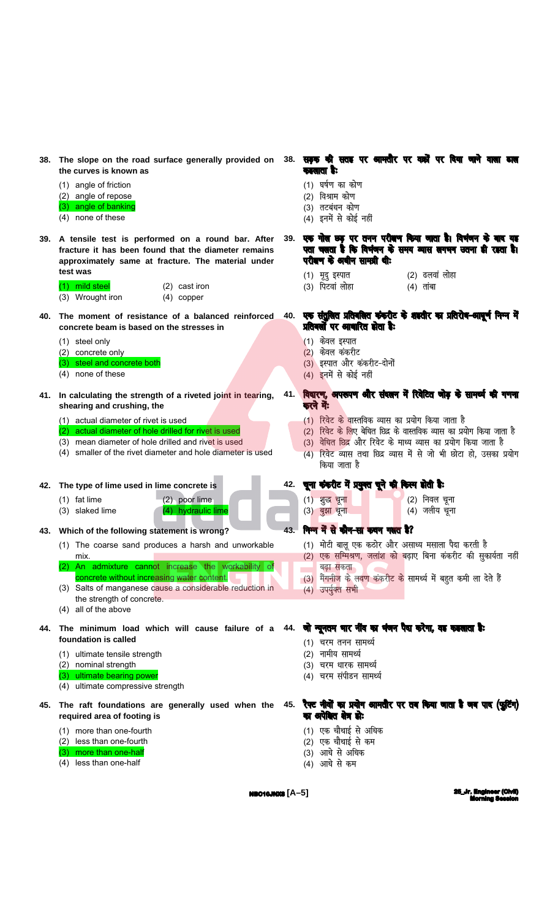**38. The slope on the road surface generally provided on the curves is known as**

(1) angle of friction
(2) angle of repose
(3) angle of banking
(4) none of these

**38. सड़क की सतह पर आमतौर पर वक्रों पर दिया जाने वाला ढाल कहलाता है:**

(1) घर्षण का कोण
(2) विश्राम कोण
(3) तटबंधन कोण
(4) इनमें से कोई नहीं

**39. A tensile test is performed on a round bar. After fracture it has been found that the diameter remains approximately same at fracture. The material under test was**

(1) mild steel
(2) cast iron
(3) Wrought iron
(4) copper

**39. एक गोल छड़ पर तनन परीक्षण किया जाता है। विभंजन के बाद यह पता चलता है कि विभंजन के समय व्यास लगभग उतना ही रहता है। परीक्षण के अधीन सामग्री थी:**

(1) मृदु इस्पात
(2) ढलवां लोहा
(3) पिटवां लोहा
(4) तांबा

**40. The moment of resistance of a balanced reinforced concrete beam is based on the stresses in**

(1) steel only
(2) concrete only
(3) steel and concrete both
(4) none of these

**40. एक संतुलित प्रबलित कंकरीट के शहतीर का प्रतिरोध-आघूर्ण निम्न में प्रतिबलों पर आधारित होता है:**

(1) केवल इस्पात
(2) केवल कंकरीट
(3) इस्पात और कंकरीट-दोनों
(4) इनमें से कोई नहीं

**41. In calculating the strength of a riveted joint in tearing, shearing and crushing, the**

(1) actual diameter of rivet is used
(2) actual diameter of hole drilled for rivet is used
(3) mean diameter of hole drilled and rivet is used
(4) smaller of the rivet diameter and hole diameter is used

**41. विदारण, अपरूपण और संदलन में रिवेटित जोड़ के सामर्थ्य की गणना करने में:**

(1) रिवेट के वास्तविक व्यास का प्रयोग किया जाता है
(2) रिवेट के लिए बेधित छिद्र के वास्तविक व्यास का प्रयोग किया जाता है
(3) वेधित छिद्र और रिवेट के माध्य व्यास का प्रयोग किया जाता है
(4) रिवेट व्यास तथा छिद्र व्यास में से जो भी छोटा हो, उसका प्रयोग किया जाता है

**42. The type of lime used in lime concrete is**

(1) fat lime
(2) poor lime
(3) slaked lime
(4) hydraulic lime

**42. चूना कंकरीट में प्रयुक्त चूने की किस्म होती है:**

(1) शुद्ध चूना
(2) निवल चूना
(3) बुझा चूना
(4) जलीय चूना

**43. Which of the following statement is wrong?**

(1) The coarse sand produces a harsh and unworkable mix.
(2) An admixture cannot increase the workability of concrete without increasing water content.
(3) Salts of manganese cause a considerable reduction in the strength of concrete.
(4) all of the above

**43. निम्न में से कौन-सा कथन गलत है?**

(1) मोटी बालू एक कठोर और असाध्य मसाला पैदा करती है
(2) एक सम्मिश्रण, जलांश को बढ़ाए बिना कंकरीट की सुकार्यता नहीं बढ़ा सकता
(3) मैंगनीज के लवण कंकरीट के सामर्थ्य में बहुत कमी ला देते हैं
(4) उपर्युक्त सभी

**44. The minimum load which will cause failure of a foundation is called**

(1) ultimate tensile strength
(2) nominal strength
(3) ultimate bearing power
(4) ultimate compressive strength

**44. जो न्यूनतम भार नींव का भंजन पैदा करेगा, वह कहलाता है:**

(1) चरम तनन सामर्थ्य
(2) नामीय सामर्थ्य
(3) चरम धारक सामर्थ्य
(4) चरम संपीडन सामर्थ्य

**45. The raft foundations are generally used when the required area of footing is**

(1) more than one-fourth
(2) less than one-fourth
(3) more than one-half
(4) less than one-half

**45. रैफ्ट नींवों का प्रयोग आमतौर पर तब किया जाता है जब पाद (फुटिंग) का अपेक्षित क्षेत्र हो:**

(1) एक चौथाई से अधिक
(2) एक चौथाई से कम
(3) आधे से अधिक
(4) आधे से कम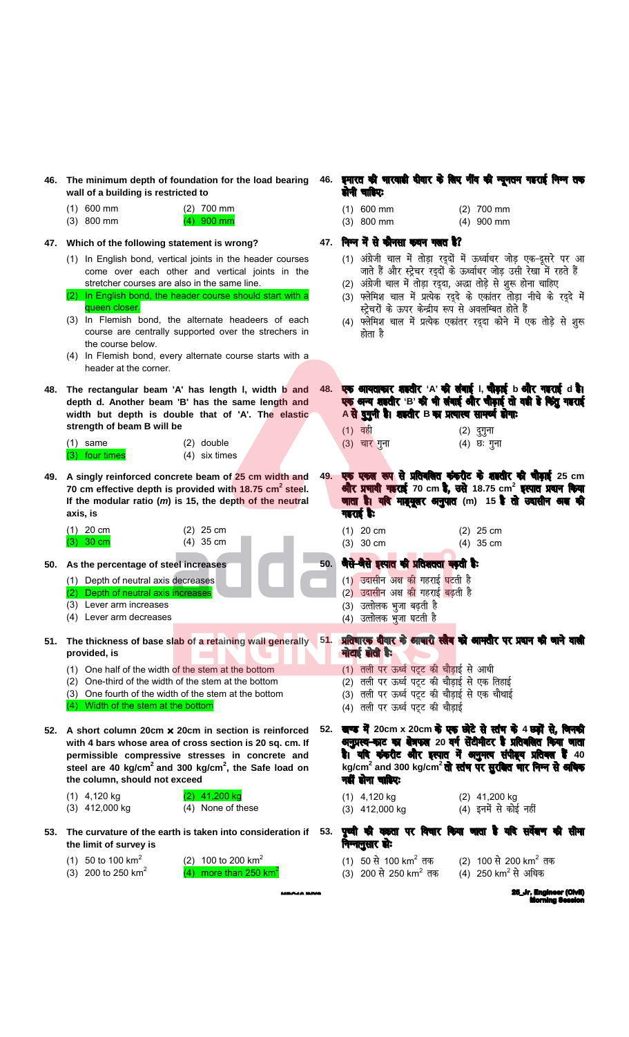**46. The minimum depth of foundation for the load bearing wall of a building is restricted to**

(1) 600 mm (2) 700 mm
(3) 800 mm (4) 900 mm

**46. इमारत की भारवाही दीवार के लिए नींव की न्यूनतम गहराई निम्न तक होनी चाहिए:**

(1) 600 mm (2) 700 mm
(3) 800 mm (4) 900 mm

**47. Which of the following statement is wrong?**

(1) In English bond, vertical joints in the header courses come over each other and vertical joints in the stretcher courses are also in the same line.
(2) In English bond, the header course should start with a queen closer.
(3) In Flemish bond, the alternate headeers of each course are centrally supported over the strechers in the course below.
(4) In Flemish bond, every alternate course starts with a header at the corner.

**47. निम्न में से कौनसा कथन गलत है?**

(1) अंग्रेजी चाल में तोड़ा रद्दों में ऊर्ध्वाधर जोड़ एक-दूसरे पर आ जाते हैं और स्ट्रेचर रद्दों के ऊर्ध्वाधर जोड़ उसी रेखा में रहते हैं
(2) अंग्रेजी चाल में तोड़ा रद्दा, अद्धा तोड़े से शुरू होना चाहिए
(3) फ्लेमिश चाल में प्रत्येक रद्दे के एकांतर तोड़ा नीचे के रद्दे में स्ट्रेचरों के ऊपर केन्द्रीय रूप से अवलम्बित होते हैं
(4) फ्लेमिश चाल में प्रत्येक एकांतर रद्दा कोने में एक तोड़े से शुरू होता है

**48. The rectangular beam 'A' has length l, width b and depth d. Another beam 'B' has the same length and width but depth is double that of 'A'. The elastic strength of beam B will be**

(1) same (2) double
(3) four times (4) six times

**48. एक आयताकार शहतीर 'A' की लंबाई l, चौड़ाई b और गहराई d है। एक अन्य शहतीर 'B' की भी लंबाई और चौड़ाई तो वही है किंतु गहराई A से दुगुनी है। शहतीर B का प्रत्यास्थ सामर्थ्य होगा:**

(1) वही (2) दुगुना
(3) चार गुना (4) छः गुना

**49. A singly reinforced concrete beam of 25 cm width and 70 cm effective depth is provided with 18.75 cm$^2$ steel. If the modular ratio (*m*) is 15, the depth of the neutral axis, is**

(1) 20 cm (2) 25 cm
(3) 30 cm (4) 35 cm

**49. एक एकल रूप से प्रबलित कंक्रीट के शहतीर की चौड़ाई 25 cm और प्रभावी गहराई 70 cm है, उसे 18.75 cm$^2$ इस्पात प्रदान किया जाता है। यदि मापांकर अनुपात (m) 15 है तो उदासीन अक्ष की गहराई है:**

(1) 20 cm (2) 25 cm
(3) 30 cm (4) 35 cm

**50. As the percentage of steel increases**

(1) Depth of neutral axis decreases
(2) Depth of neutral axis increases
(3) Lever arm increases
(4) Lever arm decreases

**50. जैसे-जैसे इस्पात की प्रतिशतता बढ़ती है:**

(1) उदासीन अक्ष की गहराई घटती है
(2) उदासीन अक्ष की गहराई बढ़ती है
(3) उत्तोलक भुजा बढ़ती है
(4) उत्तोलक भुजा घटती है

**51. The thickness of base slab of a retaining wall generally provided, is**

(1) One half of the width of the stem at the bottom
(2) One-third of the width of the stem at the bottom
(3) One fourth of the width of the stem at the bottom
(4) Width of the stem at the bottom

**51. प्रतिधारक दीवार के आधारी स्लैब को आमतौर पर प्रदान की जाने वाली मोटाई होती है:**

(1) तली पर ऊर्ध्व पट्ट की चौड़ाई से आधी
(2) तली पर ऊर्ध्व पट्ट की चौड़ाई से एक तिहाई
(3) तली पर ऊर्ध्व पट्ट की चौड़ाई से एक चौथाई
(4) तली पर ऊर्ध्व पट्ट की चौड़ाई

**52. A short column 20cm × 20cm in section is reinforced with 4 bars whose area of cross section is 20 sq. cm. If permissible compressive stresses in concrete and steel are 40 kg/cm$^2$ and 300 kg/cm$^2$, the Safe load on the column, should not exceed**

(1) 4,120 kg (2) 41,200 kg
(3) 412,000 kg (4) None of these

**52. खण्ड में 20cm x 20cm के एक छोटे से स्तंभ के 4 छड़ों से, जिनकी अनुप्रस्थ-काट का क्षेत्रफल 20 वर्ग सेंटीमीटर है प्रबलित किया जाता है। यदि कंक्रीट और इस्पात में अनुमत्य संपीड्य प्रतिबल हैं 40 kg/cm$^2$ and 300 kg/cm$^2$ तो स्तंभ पर सुरक्षित भार निम्न से अधिक नहीं होना चाहिए:**

(1) 4,120 kg (2) 41,200 kg
(3) 412,000 kg (4) इनमें से कोई नहीं

**53. The curvature of the earth is taken into consideration if the limit of survey is**

(1) 50 to 100 km$^2$ (2) 100 to 200 km$^2$
(3) 200 to 250 km$^2$ (4) more than 250 km$^2$

**53. पृथ्वी की वक्रता पर विचार किया जाता है यदि सर्वेक्षण की सीमा निम्नानुसार हो:**

(1) 50 से 100 km$^2$ तक (2) 100 से 200 km$^2$ तक
(3) 200 से 250 km$^2$ तक (4) 250 km$^2$ से अधिक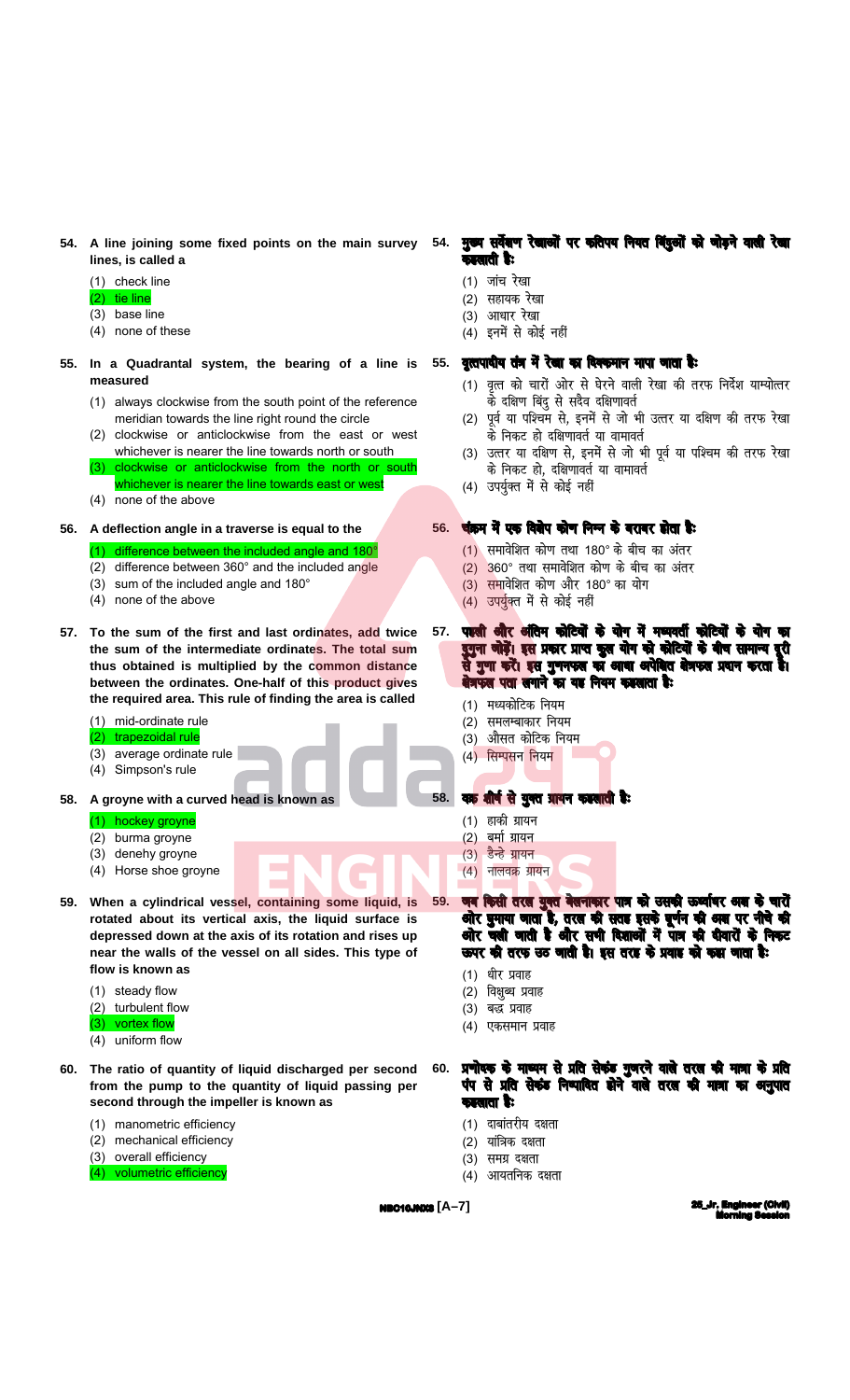**54. A line joining some fixed points on the main survey lines, is called a**

(1) check line
(2) tie line
(3) base line
(4) none of these

**54. मुख्य सर्वेक्षण रेखाओं पर कतिपय नियत बिंदुओं को जोड़ने वाली रेखा कहलाती है:**

(1) जांच रेखा
(2) सहायक रेखा
(3) आधार रेखा
(4) इनमें से कोई नहीं

**55. In a Quadrantal system, the bearing of a line is measured**

(1) always clockwise from the south point of the reference meridian towards the line right round the circle
(2) clockwise or anticlockwise from the east or west whichever is nearer the line towards north or south
(3) clockwise or anticlockwise from the north or south whichever is nearer the line towards east or west
(4) none of the above

**55. वृत्तपादीय तंत्र में रेखा का दिक्मान मापा जाता है:**

(1) वृत्त को चारों ओर से घेरने वाली रेखा की तरफ निर्देश याम्योत्तर के दक्षिण बिंदु से सदैव दक्षिणावर्त
(2) पूर्व या पश्चिम से, इनमें से जो भी उत्तर या दक्षिण की तरफ रेखा के निकट हो दक्षिणावर्त या वामावर्त
(3) उत्तर या दक्षिण से, इनमें से जो भी पूर्व या पश्चिम की तरफ रेखा के निकट हो, दक्षिणावर्त या वामावर्त
(4) उपर्युक्त में से कोई नहीं

**56. A deflection angle in a traverse is equal to the**

(1) difference between the included angle and 180°
(2) difference between 360° and the included angle
(3) sum of the included angle and 180°
(4) none of the above

**56. चंक्रम में एक विक्षेप कोण निम्न के बराबर होता है:**

(1) समावेशित कोण तथा 180° के बीच का अंतर
(2) 360° तथा समावेशित कोण के बीच का अंतर
(3) समावेशित कोण और 180° का योग
(4) उपर्युक्त में से कोई नहीं

**57. To the sum of the first and last ordinates, add twice the sum of the intermediate ordinates. The total sum thus obtained is multiplied by the common distance between the ordinates. One-half of this product gives the required area. This rule of finding the area is called**

(1) mid-ordinate rule
(2) trapezoidal rule
(3) average ordinate rule
(4) Simpson's rule

**57. पहली और अंतिम कोटियों के योग में मध्यवर्ती कोटियों के योग का दुगुना जोड़ें। इस प्रकार प्राप्त कुल योग को कोटियों के बीच सामान्य दूरी से गुणा करें। इस गुणनफल का आधा अपेक्षित क्षेत्रफल प्रदान करता है। क्षेत्रफल पता लगाने का यह नियम कहलाता है:**

(1) मध्यकोटिक नियम
(2) समलम्बाकार नियम
(3) औसत कोटिक नियम
(4) सिम्पसन नियम

**58. A groyne with a curved head is known as**

(1) hockey groyne
(2) burma groyne
(3) denehy groyne
(4) Horse shoe groyne

**58. वक्र शीर्ष से युक्त ग्रायन कहलाती है:**

(1) हाकी ग्रायन
(2) बर्मा ग्रायन
(3) डैन्हे ग्रायन
(4) नालवक्र ग्रायन

**59. When a cylindrical vessel, containing some liquid, is rotated about its vertical axis, the liquid surface is depressed down at the axis of its rotation and rises up near the walls of the vessel on all sides. This type of flow is known as**

(1) steady flow
(2) turbulent flow
(3) vortex flow
(4) uniform flow

**59. जब किसी तरल युक्त बेलनाकार पात्र को उसकी ऊर्ध्वाधर अक्ष के चारों ओर घुमाया जाता है, तरल की सतह इसके घूर्णन की अक्ष पर नीचे की ओर चली जाती है और सभी दिशाओं में पात्र की दीवारों के निकट ऊपर की तरफ उठ जाती है। इस तरह के प्रवाह को कहा जाता है:**

(1) धीर प्रवाह
(2) विक्षुब्ध प्रवाह
(3) बद्ध प्रवाह
(4) एकसमान प्रवाह

**60. The ratio of quantity of liquid discharged per second from the pump to the quantity of liquid passing per second through the impeller is known as**

(1) manometric efficiency
(2) mechanical efficiency
(3) overall efficiency
(4) volumetric efficiency

**60. प्रणोदक के माध्यम से प्रति सेकंड गुजरने वाले तरल की मात्रा के प्रति पंप से प्रति सेकंड निष्कासित होने वाले तरल की मात्रा का अनुपात कहलाता है:**

(1) दाबांतरीय दक्षता
(2) यांत्रिक दक्षता
(3) समग्र दक्षता
(4) आयतनिक दक्षता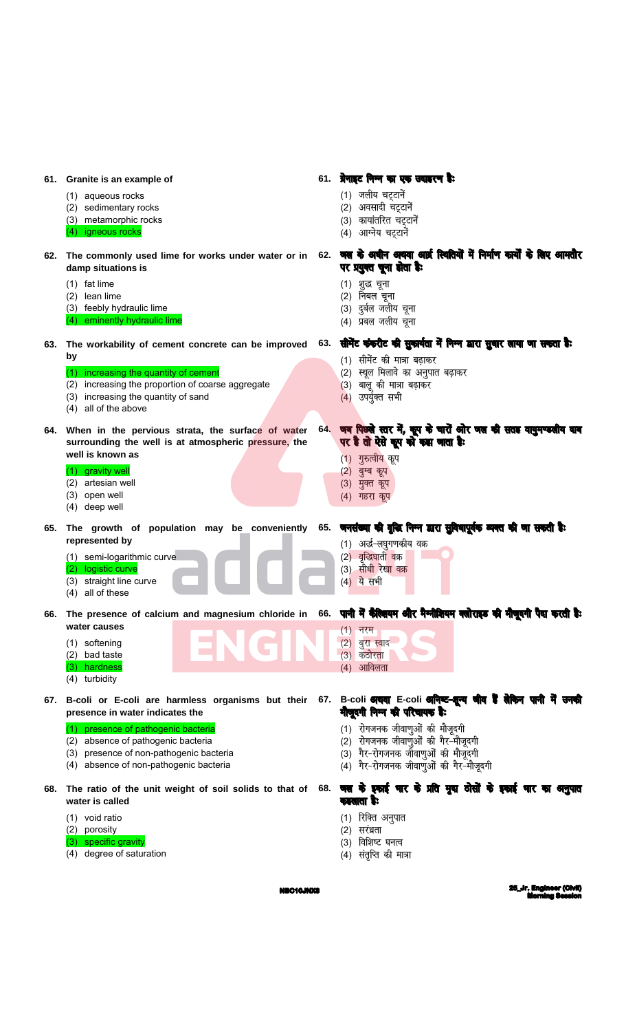61. **Granite is an example of**

(1) aqueous rocks
(2) sedimentary rocks
(3) metamorphic rocks
(4) igneous rocks

61. **ग्रेनाइट निम्न का एक उदाहरण है:**

(1) जलीय चट्टानें
(2) अवसादी चट्टानें
(3) कायांतरित चट्टानें
(4) आग्नेय चट्टानें

62. **The commonly used lime for works under water or in damp situations is**

(1) fat lime
(2) lean lime
(3) feebly hydraulic lime
(4) eminently hydraulic lime

62. **जल के अधीन अथवा आर्द्र स्थितियों में निर्माण कार्यों के लिए आमतौर पर प्रयुक्त चूना होता है:**

(1) शुद्ध चूना
(2) निबल चूना
(3) दुर्बल जलीय चूना
(4) प्रबल जलीय चूना

63. **The workability of cement concrete can be improved by**

(1) increasing the quantity of cement
(2) increasing the proportion of coarse aggregate
(3) increasing the quantity of sand
(4) all of the above

63. **सीमेंट कंक्रीट की सुकार्यता में निम्न द्वारा सुधार लाया जा सकता है:**

(1) सीमेंट की मात्रा बढ़ाकर
(2) स्थूल मिलावे का अनुपात बढ़ाकर
(3) बालू की मात्रा बढ़ाकर
(4) उपर्युक्त सभी

64. **When in the pervious strata, the surface of water surrounding the well is at atmospheric pressure, the well is known as**

(1) gravity well
(2) artesian well
(3) open well
(4) deep well

64. **जब पिछले स्तर में, कूप के चारों ओर जल की सतह वायुमण्डलीय दाब पर है तो ऐसे कूप को कहा जाता है:**

(1) गुरुत्वीय कूप
(2) बुम्ब कूप
(3) मुक्त कूप
(4) गहरा कूप

65. **The growth of population may be conveniently represented by**

(1) semi-logarithmic curve
(2) logistic curve
(3) straight line curve
(4) all of these

65. **जनसंख्या की वृद्धि निम्न द्वारा सुविधापूर्वक व्यक्त की जा सकती है:**

(1) अर्द्ध-लघुगणकीय वक्र
(2) वृद्धिघाती वक्र
(3) सीधी रेखा वक्र
(4) ये सभी

66. **The presence of calcium and magnesium chloride in water causes**

(1) softening
(2) bad taste
(3) hardness
(4) turbidity

66. **पानी में कैल्शियम और मैग्नीशियम क्लोराइड की मौजूदगी पैदा करती है:**

(1) नरम
(2) बुरा स्वाद
(3) कठोरता
(4) आविलता

67. **B-coli or E-coli are harmless organisms but their presence in water indicates the**

(1) presence of pathogenic bacteria
(2) absence of pathogenic bacteria
(3) presence of non-pathogenic bacteria
(4) absence of non-pathogenic bacteria

67. **B-coli अथवा E-coli अनिष्ट-शून्य जीव हैं लेकिन पानी में उनकी मौजूदगी निम्न की परिचायक है:**

(1) रोगजनक जीवाणुओं की मौजूदगी
(2) रोगजनक जीवाणुओं की गैर-मौजूदगी
(3) गैर-रोगजनक जीवाणुओं की मौजूदगी
(4) गैर-रोगजनक जीवाणुओं की गैर-मौजूदगी

68. **The ratio of the unit weight of soil solids to that of water is called**

(1) void ratio
(2) porosity
(3) specific gravity
(4) degree of saturation

68. **जल के इकाई भार के प्रति मृदा ठोसों के इकाई भार का अनुपात कहलाता है:**

(1) रिक्ति अनुपात
(2) सरंध्रता
(3) विशिष्ट घनत्व
(4) संतृप्ति की मात्रा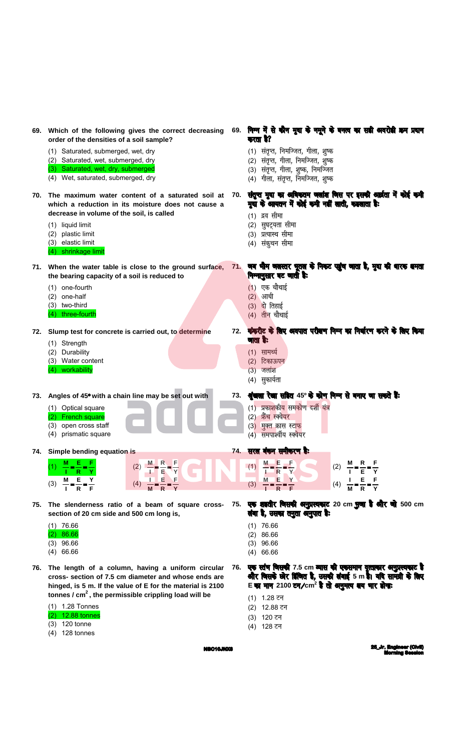**69. Which of the following gives the correct decreasing order of the densities of a soil sample?**

(1) Saturated, submerged, wet, dry
(2) Saturated, wet, submerged, dry
(3) Saturated, wet, dry, submerged
(4) Wet, saturated, submerged, dry

**69. निम्न में से कौन मृदा के नमूने के घनत्व का सही अवरोही क्रम प्रदान करता है?**

(1) संतृप्त, निमज्जित, गीला, शुष्क
(2) संतृप्त, गीला, निमज्जित, शुष्क
(3) संतृप्त, गीला, शुष्क, निमज्जित
(4) गीला, संतृप्त, निमज्जित, शुष्क

**70. The maximum water content of a saturated soil at which a reduction in its moisture does not cause a decrease in volume of the soil, is called**

(1) liquid limit
(2) plastic limit
(3) elastic limit
(4) shrinkage limit

**70. संतृप्त मृदा का अधिकतम जलांश जिस पर इसकी आर्द्रता में कोई कमी मृदा के आयतन में कोई कमी नहीं लाती, कहलाता है:**

(1) द्रव सीमा
(2) सुघट्यता सीमा
(3) प्रत्यास्थ सीमा
(4) संकुचन सीमा

**71. When the water table is close to the ground surface, the bearing capacity of a soil is reduced to**

(1) one-fourth
(2) one-half
(3) two-third
(4) three-fourth

**71. जब भौम जलस्तर भूतल के निकट पहुँच जाता है, मृदा की धारक क्षमता निम्नानुसार घट जाती है:**

(1) एक चौथाई
(2) आधी
(3) दो तिहाई
(4) तीन चौथाई

**72. Slump test for concrete is carried out, to determine**

(1) Strength
(2) Durability
(3) Water content
(4) workability

**72. कंक्रीट के लिए अवपात परीक्षण निम्न का निर्धारण करने के लिए किया जाता है:**

(1) सामर्थ्य
(2) टिकाऊपन
(3) जलांश
(4) सुकार्यता

**73. Angles of 45° with a chain line may be set out with**

(1) Optical square
(2) French square
(3) open cross staff
(4) prismatic square

**73. शृंखला रेखा सहित 45° के कोण निम्न से बनाए जा सकते हैं:**

(1) प्रकाशकीय समकोण दर्शी यंत्र
(2) फ्रैंच स्क्वेयर
(3) मुक्त क्रास स्टाफ
(4) समपार्श्वीय स्क्वेयर

**74. Simple bending equation is**

(1) $\frac{M}{I} = \frac{E}{R} = \frac{F}{Y}$
(2) $\frac{M}{I} = \frac{R}{E} = \frac{F}{Y}$
(3) $\frac{M}{I} = \frac{E}{R} = \frac{Y}{F}$
(4) $\frac{I}{M} = \frac{E}{R} = \frac{F}{Y}$

**74. सरल बंकन समीकरण है:**

(1) $\frac{M}{I} = \frac{E}{R} = \frac{F}{Y}$
(2) $\frac{M}{I} = \frac{R}{E} = \frac{F}{Y}$
(3) $\frac{M}{I} = \frac{E}{R} = \frac{Y}{F}$
(4) $\frac{I}{M} = \frac{E}{R} = \frac{F}{Y}$

**75. The slenderness ratio of a beam of square cross-section of 20 cm side and 500 cm long is,**

(1) 76.66
(2) 86.66
(3) 96.66
(4) 66.66

**75. एक शहतीर जिसकी अनुप्रस्थकाट 20 cm भुजा है और जो 500 cm लंबा है, उसका तनुता अनुपात है:**

(1) 76.66
(2) 86.66
(3) 96.66
(4) 66.66

**76. The length of a column, having a uniform circular cross- section of 7.5 cm diameter and whose ends are hinged, is 5 m. If the value of E for the material is 2100 tonnes / cm$^2$, the permissible crippling load will be**

(1) 1.28 Tonnes
(2) 12.88 tonnes
(3) 120 tonne
(4) 128 tonnes

**76. एक स्तंभ जिसकी 7.5 cm व्यास की एकसमान वृत्ताकार अनुप्रस्थकाट है और जिसके छोर हिंजित है, उसकी लंबाई 5 m है। यदि सामग्री के लिए E का मान 2100 टन/cm$^2$ है तो अनुमत्य बंध भार होगा:**

(1) 1.28 टन
(2) 12.88 टन
(3) 120 टन
(4) 128 टन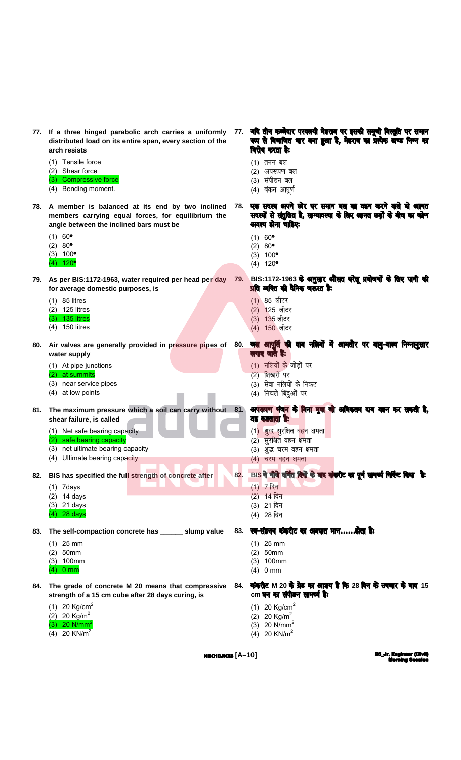**77. If a three hinged parabolic arch carries a uniformly distributed load on its entire span, every section of the arch resists**

(1) Tensile force
(2) Shear force
(3) Compressive force
(4) Bending moment.

**77. यदि तीन कब्जेदार परवलयी मेहराब पर इसकी समूची विस्तृति पर समान रूप से विभाजित भार बना हुआ है, मेहराब का प्रत्येक खण्ड निम्न का विरोध करता है:**

(1) तनन बल
(2) अपरूपण बल
(3) संपीडन बल
(4) बंकन आघूर्ण

**78. A member is balanced at its end by two inclined members carrying equal forces, for equilibrium the angle between the inclined bars must be**

(1) 60°
(2) 80°
(3) 100°
(4) 120°

**78. एक सदस्य अपने छोर पर समान बल का वहन करने वाले दो आनत सदस्यों से संतुलित है, साम्यावस्था के लिए आनत छड़ों के बीच का कोण अवश्य होना चाहिए:**

(1) 60°
(2) 80°
(3) 100°
(4) 120°

**79. As per BIS:1172-1963, water required per head per day for average domestic purposes, is**

(1) 85 litres
(2) 125 litres
(3) 135 litres
(4) 150 litres

**79. BIS:1172-1963 के अनुसार औसत घरेलू प्रयोजनों के लिए पानी की प्रति व्यक्ति की दैनिक जरूरत है:**

(1) 85 लीटर
(2) 125 लीटर
(3) 135 लीटर
(4) 150 लीटर

**80. Air valves are generally provided in pressure pipes of water supply**

(1) At pipe junctions
(2) at summits
(3) near service pipes
(4) at low points

**80. जल आपूर्ति की दाब नलियों में आमतौर पर वायु-वाल्व निम्नानुसार लगाए जाते हैं:**

(1) नलियों के जोड़ों पर
(2) शिखरों पर
(3) सेवा नलियों के निकट
(4) निचले बिंदुओं पर

**81. The maximum pressure which a soil can carry without shear failure, is called**

(1) Net safe bearing capacity
(2) safe bearing capacity
(3) net ultimate bearing capacity
(4) Ultimate bearing capacity

**81. अपरूपण भंजन के बिना मृदा जो अधिकतम दाब वहन कर सकती है, वह कहलाता है:**

(1) शुद्ध सुरक्षित वहन क्षमता
(2) सुरक्षित वहन क्षमता
(3) शुद्ध चरम वहन क्षमता
(4) चरम वहन क्षमता

**82. BIS has specified the full strength of concrete after**

(1) 7days
(2) 14 days
(3) 21 days
(4) 28 days

**82. BIS ने नीचे वर्णित दिनों के बाद कंक्रीट का पूर्ण सामर्थ्य निर्दिष्ट किया है:**

(1) 7 दिन
(2) 14 दिन
(3) 21 दिन
(4) 28 दिन

**83. The self-compaction concrete has ______ slump value**

(1) 25 mm
(2) 50mm
(3) 100mm
(4) 0 mm

**83. स्व-संहनन कंक्रीट का अवपात मान......होता है:**

(1) 25 mm
(2) 50mm
(3) 100mm
(4) 0 mm

**84. The grade of concrete M 20 means that compressive strength of a 15 cm cube after 28 days curing, is**

(1) 20 $Kg/cm^2$
(2) 20 $Kg/m^2$
(3) 20 $N/mm^2$
(4) 20 $KN/m^2$

**84. कंक्रीट M 20 के ग्रेड का आशय है कि 28 दिन के उपचार के बाद 15 cm घन का संपीडन सामर्थ्य है:**

(1) 20 $Kg/cm^2$
(2) 20 $Kg/m^2$
(3) 20 $N/mm^2$
(4) 20 $KN/m^2$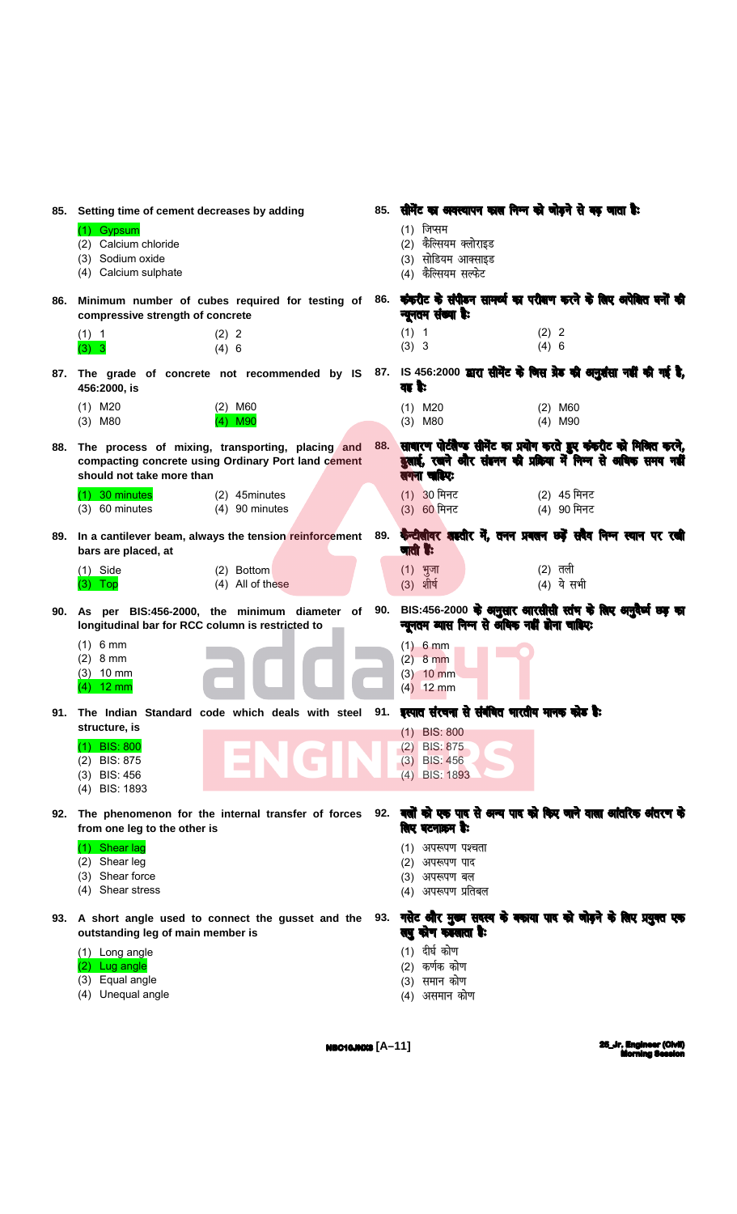**85. Setting time of cement decreases by adding**

(1) Gypsum
(2) Calcium chloride
(3) Sodium oxide
(4) Calcium sulphate

**85. सीमेंट का अवस्थापन काल निम्न को जोड़ने से बढ़ जाता है:**

(1) जिप्सम
(2) कैल्सियम क्लोराइड
(3) सोडियम आक्साइड
(4) कैल्सियम सल्फेट

**86. Minimum number of cubes required for testing of compressive strength of concrete**

(1) 1 (2) 2
(3) 3 (4) 6

**86. कंक्रीट के संपीडन सामर्थ्य का परीक्षण करने के लिए अपेक्षित घनों की न्यूनतम संख्या है:**

(1) 1 (2) 2
(3) 3 (4) 6

**87. The grade of concrete not recommended by IS 456:2000, is**

(1) M20 (2) M60
(3) M80 (4) M90

**87. IS 456:2000 द्वारा सीमेंट के जिस ग्रेड की अनुशंसा नहीं की गई है, वह है:**

(1) M20 (2) M60
(3) M80 (4) M90

**88. The process of mixing, transporting, placing and compacting concrete using Ordinary Port land cement should not take more than**

(1) 30 minutes (2) 45minutes
(3) 60 minutes (4) 90 minutes

**88. साधारण पोर्टलैण्ड सीमेंट का प्रयोग करते हुए कंक्रीट को मिश्रित करने, ढुलाई, रखने और संहनन की प्रक्रिया में निम्न से अधिक समय नहीं लगना चाहिए:**

(1) 30 मिनट (2) 45 मिनट
(3) 60 मिनट (4) 90 मिनट

**89. In a cantilever beam, always the tension reinforcement bars are placed, at**

(1) Side (2) Bottom
(3) Top (4) All of these

**89. कैन्टीलीवर धरन में, तनन प्रबलन छड़ें सदैव निम्न स्थान पर रखी जाती हैं:**

(1) भुजा (2) तली
(3) शीर्ष (4) ये सभी

**90. As per BIS:456-2000, the minimum diameter of longitudinal bar for RCC column is restricted to**

(1) 6 mm
(2) 8 mm
(3) 10 mm
(4) 12 mm

**90. BIS:456-2000 के अनुसार आरसीसी स्तंभ के लिए अनुदैर्ध्य छड़ का न्यूनतम व्यास निम्न से अधिक नहीं होना चाहिए:**

(1) 6 mm
(2) 8 mm
(3) 10 mm
(4) 12 mm

**91. The Indian Standard code which deals with steel structure, is**

(1) BIS: 800
(2) BIS: 875
(3) BIS: 456
(4) BIS: 1893

**91. इस्पात संरचना से संबंधित भारतीय मानक कोड है:**

(1) BIS: 800
(2) BIS: 875
(3) BIS: 456
(4) BIS: 1893

**92. The phenomenon for the internal transfer of forces from one leg to the other is**

(1) Shear lag
(2) Shear leg
(3) Shear force
(4) Shear stress

**92. बलों को एक पाद से अन्य पाद को फिर जाने वाला आंतरिक अंतरण के लिए घटनाक्रम है:**

(1) अपरूपण पश्चता
(2) अपरूपण पाद
(3) अपरूपण बल
(4) अपरूपण प्रतिबल

**93. A short angle used to connect the gusset and the outstanding leg of main member is**

(1) Long angle
(2) Lug angle
(3) Equal angle
(4) Unequal angle

**93. गसेट और मुख्य सदस्य के बकाया पाद को जोड़ने के लिए प्रयुक्त एक लघु कोण कहलाता है:**

(1) दीर्घ कोण
(2) कर्णक कोण
(3) समान कोण
(4) असमान कोण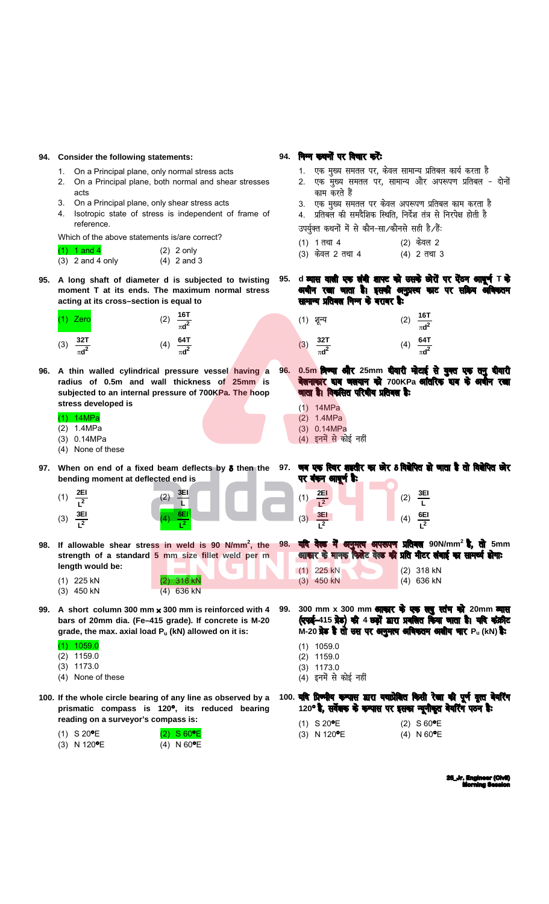**94. Consider the following statements:**

1. On a Principal plane, only normal stress acts
2. On a Principal plane, both normal and shear stresses acts
3. On a Principal plane, only shear stress acts
4. Isotropic state of stress is independent of frame of reference.

Which of the above statements is/are correct?

(1) 1 and 4 (2) 2 only
(3) 2 and 4 only (4) 2 and 3

**94. निम्न कथनों पर विचार करें:**

1. एक मुख्य समतल पर, केवल सामान्य प्रतिबल कार्य करता है
2. एक मुख्य समतल पर, सामान्य और अपरूपण प्रतिबल – दोनों काम करते हैं
3. एक मुख्य समतल पर केवल अपरूपण प्रतिबल काम करता है
4. प्रतिबल की समदैशिक स्थिति, निर्देश तंत्र से निरपेक्ष होती है

उपर्युक्त कथनों में से कौन-सा/कौनसे सही है/हैं:

(1) 1 तथा 4 (2) केवल 2
(3) केवल 2 तथा 4 (4) 2 तथा 3

**95. A long shaft of diameter d is subjected to twisting moment T at its ends. The maximum normal stress acting at its cross–section is equal to**

(1) Zero (2) $\frac{16T}{\pi d^2}$
(3) $\frac{32T}{\pi d^2}$ (4) $\frac{64T}{\pi d^2}$

**95. d व्यास वाली एक लंबी शाफ्ट को उसके छोरों पर ऐंठन आघूर्ण T के अधीन रखा जाता है। इसकी अनुप्रस्थ काट पर सक्रिय अधिकतम सामान्य प्रतिबल निम्न के बराबर है:**

(1) शून्य (2) $\frac{16T}{\pi d^2}$
(3) $\frac{32T}{\pi d^2}$ (4) $\frac{64T}{\pi d^2}$

**96. A thin walled cylindrical pressure vessel having a radius of 0.5m and wall thickness of 25mm is subjected to an internal pressure of 700KPa. The hoop stress developed is**

(1) 14MPa
(2) 1.4MPa
(3) 0.14MPa
(4) None of these

**96. 0.5m त्रिज्या और 25mm दीवारी मोटाई से युक्त एक तनु दीवारी बेलनाकार दाब जलयान को 700KPa आंतरिक दाब के अधीन रखा जाता है। विकसित परिधीय प्रतिबल है:**

(1) 14MPa
(2) 1.4MPa
(3) 0.14MPa
(4) इनमें से कोई नहीं

**97. When on end of a fixed beam deflects by δ then the bending moment at deflected end is**

(1) $\frac{2EI}{L^2}$ (2) $\frac{3EI}{L}$
(3) $\frac{3EI}{L^2}$ (4) $\frac{6EI}{L^2}$

**97. जब एक स्थिर शहतीर का छोर δ विक्षेपित हो जाता है तो विक्षेपित छोर पर बंकन आघूर्ण है:**

(1) $\frac{2EI}{L^2}$ (2) $\frac{3EI}{L}$
(3) $\frac{3EI}{L^2}$ (4) $\frac{6EI}{L^2}$

**98. If allowable shear stress in weld is 90 N/mm², the strength of a standard 5 mm size fillet weld per m length would be:**

(1) 225 kN (2) 318 kN
(3) 450 kN (4) 636 kN

**98. यदि वेल्ड में अनुमत्य अपरूपण प्रतिबल 90N/mm² है, तो 5mm आकार के मानक फिलेट वेल्ड की प्रति मीटर लंबाई का सामर्थ्य होगा:**

(1) 225 kN (2) 318 kN
(3) 450 kN (4) 636 kN

**99. A short column 300 mm × 300 mm is reinforced with 4 bars of 20mm dia. (Fe–415 grade). If concrete is M-20 grade, the max. axial load $P_u$ (kN) allowed on it is:**

(1) 1059.0
(2) 1159.0
(3) 1173.0
(4) None of these

**99. 300 mm x 300 mm आकार के एक लघु स्तंभ को 20mm व्यास (एफई–415 ग्रेड) की 4 छड़ों द्वारा प्रबलित किया जाता है। यदि कंक्रीट M-20 ग्रेड है तो उस पर अनुमत्य अधिकतम अक्षीय भार $P_u$ (kN) है:**

(1) 1059.0
(2) 1159.0
(3) 1173.0
(4) इनमें से कोई नहीं

**100. If the whole circle bearing of any line as observed by a prismatic compass is 120°, its reduced bearing reading on a surveyor's compass is:**

(1) S 20°E (2) S 60°E
(3) N 120°E (4) N 60°E

**100. यदि प्रिज्मीय कम्पास द्वारा यथाप्रेक्षित किसी रेखा की पूर्ण वृत्त बेयरिंग 120° है, सर्वेक्षक के कम्पास पर इसका न्यूनीकृत बेयरिंग पठन है:**

(1) S 20°E (2) S 60°E
(3) N 120°E (4) N 60°E